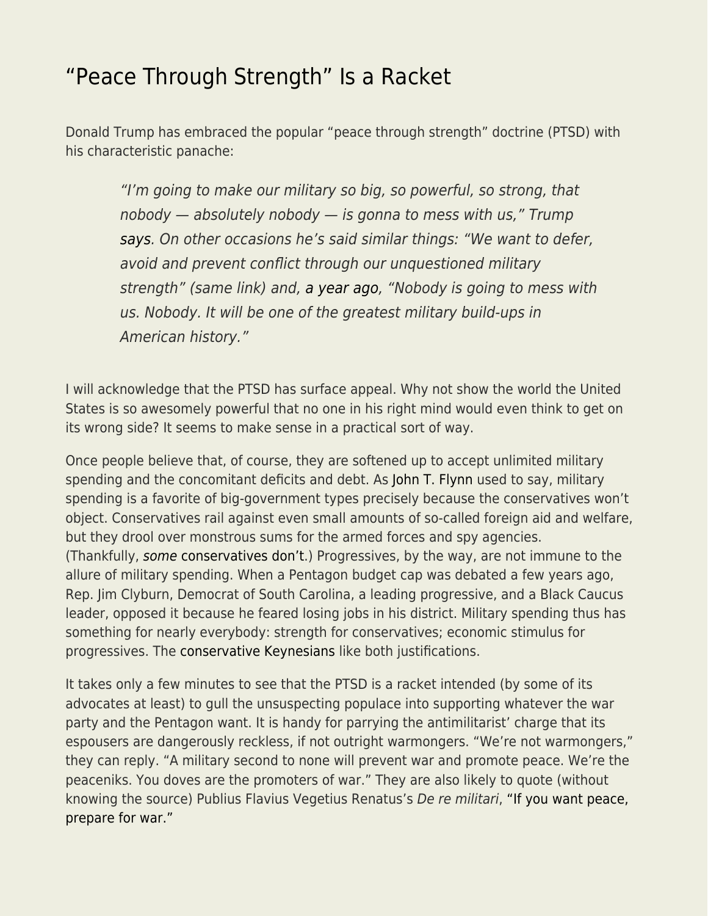# “Peace Through Strength” Is a Racket

Donald Trump has embraced the popular “peace through strength” doctrine (PTSD) with his characteristic panache:

> *“I’m going to make our military so big, so powerful, so strong, that nobody — absolutely nobody — is gonna to mess with us,” Trump* says*. On other occasions he’s said similar things: “We want to defer, avoid and prevent conflict through our unquestioned military strength” (same link) and,* a year ago*, “Nobody is going to mess with us. Nobody. It will be one of the greatest military build-ups in American history.”*

I will acknowledge that the PTSD has surface appeal. Why not show the world the United States is so awesomely powerful that no one in his right mind would even think to get on its wrong side? It seems to make sense in a practical sort of way.

Once people believe that, of course, they are softened up to accept unlimited military spending and the concomitant deficits and debt. As John T. Flynn used to say, military spending is a favorite of big-government types precisely because the conservatives won’t object. Conservatives rail against even small amounts of so-called foreign aid and welfare, but they drool over monstrous sums for the armed forces and spy agencies. (Thankfully, *some* conservatives don’t.) Progressives, by the way, are not immune to the allure of military spending. When a Pentagon budget cap was debated a few years ago, Rep. Jim Clyburn, Democrat of South Carolina, a leading progressive, and a Black Caucus leader, opposed it because he feared losing jobs in his district. Military spending thus has something for nearly everybody: strength for conservatives; economic stimulus for progressives. The conservative Keynesians like both justifications.

It takes only a few minutes to see that the PTSD is a racket intended (by some of its advocates at least) to gull the unsuspecting populace into supporting whatever the war party and the Pentagon want. It is handy for parrying the antimilitarist’ charge that its espousers are dangerously reckless, if not outright warmongers. “We’re not warmongers,” they can reply. “A military second to none will prevent war and promote peace. We’re the peaceniks. You doves are the promoters of war.” They are also likely to quote (without knowing the source) Publius Flavius Vegetius Renatus’s *De re militari*, “If you want peace, prepare for war.”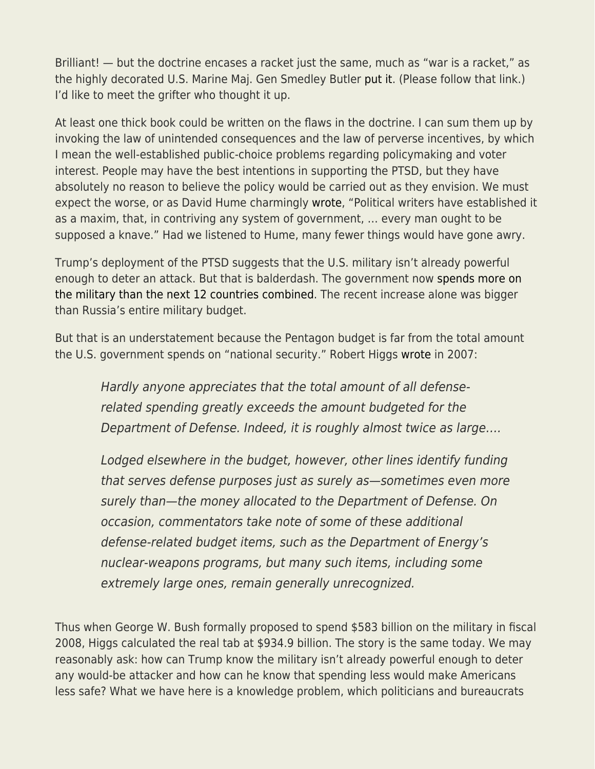Brilliant! — but the doctrine encases a racket just the same, much as "war is a racket," as the highly decorated U.S. Marine Maj. Gen Smedley Butler put it. (Please follow that link.) I'd like to meet the grifter who thought it up.

At least one thick book could be written on the flaws in the doctrine. I can sum them up by invoking the law of unintended consequences and the law of perverse incentives, by which I mean the well-established public-choice problems regarding policymaking and voter interest. People may have the best intentions in supporting the PTSD, but they have absolutely no reason to believe the policy would be carried out as they envision. We must expect the worse, or as David Hume charmingly wrote, "Political writers have established it as a maxim, that, in contriving any system of government, … every man ought to be supposed a knave." Had we listened to Hume, many fewer things would have gone awry.

Trump's deployment of the PTSD suggests that the U.S. military isn't already powerful enough to deter an attack. But that is balderdash. The government now spends more on the military than the next 12 countries combined. The recent increase alone was bigger than Russia's entire military budget.

But that is an understatement because the Pentagon budget is far from the total amount the U.S. government spends on "national security." Robert Higgs wrote in 2007:

> *Hardly anyone appreciates that the total amount of all defense-related spending greatly exceeds the amount budgeted for the Department of Defense. Indeed, it is roughly almost twice as large….*
>
> *Lodged elsewhere in the budget, however, other lines identify funding that serves defense purposes just as surely as—sometimes even more surely than—the money allocated to the Department of Defense. On occasion, commentators take note of some of these additional defense-related budget items, such as the Department of Energy's nuclear-weapons programs, but many such items, including some extremely large ones, remain generally unrecognized.*

Thus when George W. Bush formally proposed to spend $583 billion on the military in fiscal 2008, Higgs calculated the real tab at $934.9 billion. The story is the same today. We may reasonably ask: how can Trump know the military isn't already powerful enough to deter any would-be attacker and how can he know that spending less would make Americans less safe? What we have here is a knowledge problem, which politicians and bureaucrats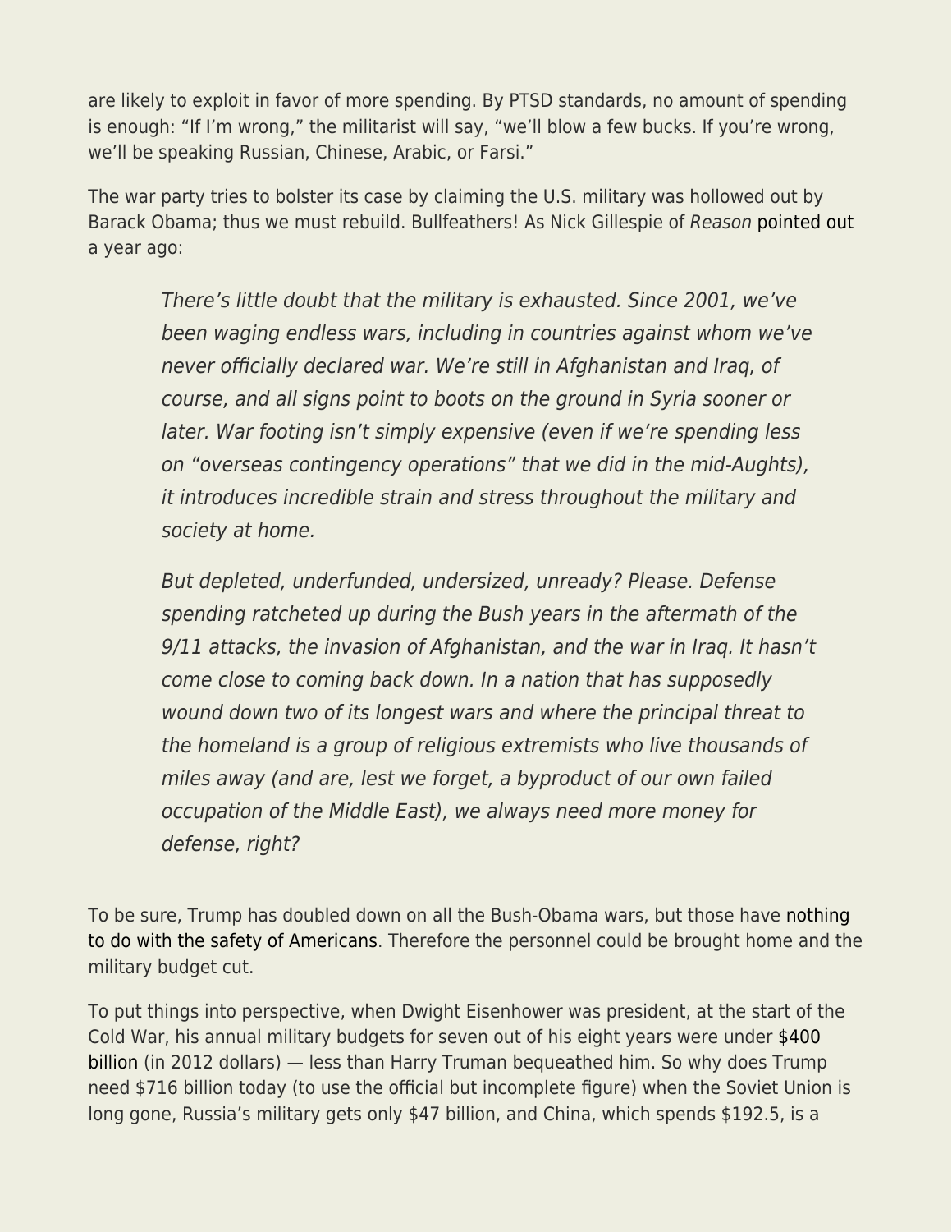are likely to exploit in favor of more spending. By PTSD standards, no amount of spending is enough: "If I'm wrong," the militarist will say, "we'll blow a few bucks. If you're wrong, we'll be speaking Russian, Chinese, Arabic, or Farsi."

The war party tries to bolster its case by claiming the U.S. military was hollowed out by Barack Obama; thus we must rebuild. Bullfeathers! As Nick Gillespie of *Reason* pointed out a year ago:

> *There's little doubt that the military is exhausted. Since 2001, we've been waging endless wars, including in countries against whom we've never officially declared war. We're still in Afghanistan and Iraq, of course, and all signs point to boots on the ground in Syria sooner or later. War footing isn't simply expensive (even if we're spending less on "overseas contingency operations" that we did in the mid-Aughts), it introduces incredible strain and stress throughout the military and society at home.*
>
> *But depleted, underfunded, undersized, unready? Please. Defense spending ratcheted up during the Bush years in the aftermath of the 9/11 attacks, the invasion of Afghanistan, and the war in Iraq. It hasn't come close to coming back down. In a nation that has supposedly wound down two of its longest wars and where the principal threat to the homeland is a group of religious extremists who live thousands of miles away (and are, lest we forget, a byproduct of our own failed occupation of the Middle East), we always need more money for defense, right?*

To be sure, Trump has doubled down on all the Bush-Obama wars, but those have nothing to do with the safety of Americans. Therefore the personnel could be brought home and the military budget cut.

To put things into perspective, when Dwight Eisenhower was president, at the start of the Cold War, his annual military budgets for seven out of his eight years were under $400 billion (in 2012 dollars) — less than Harry Truman bequeathed him. So why does Trump need $716 billion today (to use the official but incomplete figure) when the Soviet Union is long gone, Russia's military gets only $47 billion, and China, which spends $192.5, is a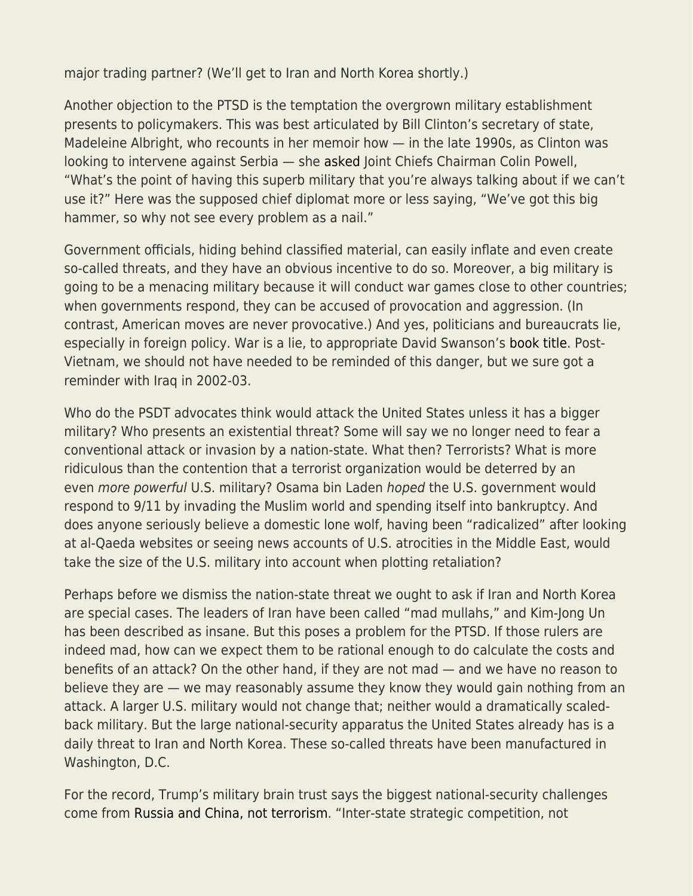major trading partner? (We'll get to Iran and North Korea shortly.)

Another objection to the PTSD is the temptation the overgrown military establishment presents to policymakers. This was best articulated by Bill Clinton's secretary of state, Madeleine Albright, who recounts in her memoir how — in the late 1990s, as Clinton was looking to intervene against Serbia — she asked Joint Chiefs Chairman Colin Powell, "What's the point of having this superb military that you're always talking about if we can't use it?" Here was the supposed chief diplomat more or less saying, "We've got this big hammer, so why not see every problem as a nail."

Government officials, hiding behind classified material, can easily inflate and even create so-called threats, and they have an obvious incentive to do so. Moreover, a big military is going to be a menacing military because it will conduct war games close to other countries; when governments respond, they can be accused of provocation and aggression. (In contrast, American moves are never provocative.) And yes, politicians and bureaucrats lie, especially in foreign policy. War is a lie, to appropriate David Swanson's book title. Post-Vietnam, we should not have needed to be reminded of this danger, but we sure got a reminder with Iraq in 2002-03.

Who do the PSDT advocates think would attack the United States unless it has a bigger military? Who presents an existential threat? Some will say we no longer need to fear a conventional attack or invasion by a nation-state. What then? Terrorists? What is more ridiculous than the contention that a terrorist organization would be deterred by an even *more powerful* U.S. military? Osama bin Laden *hoped* the U.S. government would respond to 9/11 by invading the Muslim world and spending itself into bankruptcy. And does anyone seriously believe a domestic lone wolf, having been "radicalized" after looking at al-Qaeda websites or seeing news accounts of U.S. atrocities in the Middle East, would take the size of the U.S. military into account when plotting retaliation?

Perhaps before we dismiss the nation-state threat we ought to ask if Iran and North Korea are special cases. The leaders of Iran have been called "mad mullahs," and Kim-Jong Un has been described as insane. But this poses a problem for the PTSD. If those rulers are indeed mad, how can we expect them to be rational enough to do calculate the costs and benefits of an attack? On the other hand, if they are not mad — and we have no reason to believe they are — we may reasonably assume they know they would gain nothing from an attack. A larger U.S. military would not change that; neither would a dramatically scaled-back military. But the large national-security apparatus the United States already has is a daily threat to Iran and North Korea. These so-called threats have been manufactured in Washington, D.C.

For the record, Trump's military brain trust says the biggest national-security challenges come from Russia and China, not terrorism. "Inter-state strategic competition, not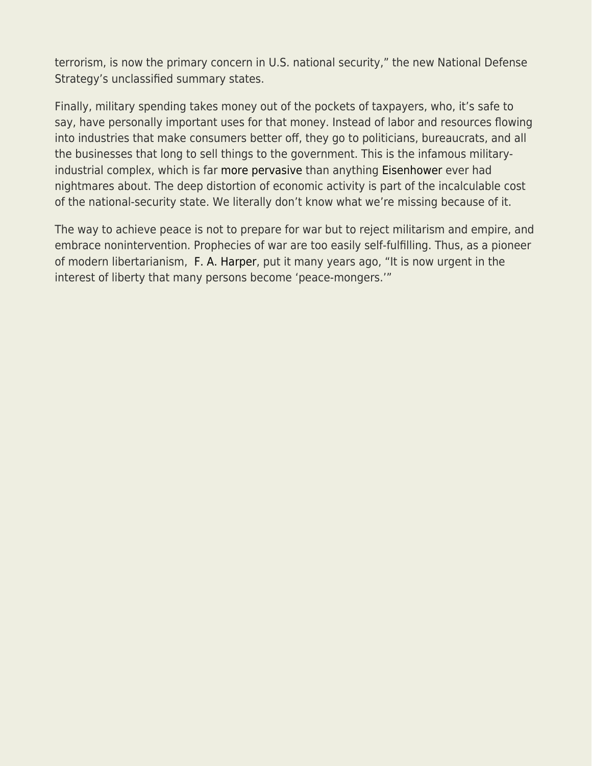terrorism, is now the primary concern in U.S. national security," the new National Defense Strategy's unclassified summary states.

Finally, military spending takes money out of the pockets of taxpayers, who, it's safe to say, have personally important uses for that money. Instead of labor and resources flowing into industries that make consumers better off, they go to politicians, bureaucrats, and all the businesses that long to sell things to the government. This is the infamous military-industrial complex, which is far more pervasive than anything Eisenhower ever had nightmares about. The deep distortion of economic activity is part of the incalculable cost of the national-security state. We literally don't know what we're missing because of it.

The way to achieve peace is not to prepare for war but to reject militarism and empire, and embrace nonintervention. Prophecies of war are too easily self-fulfilling. Thus, as a pioneer of modern libertarianism, F. A. Harper, put it many years ago, "It is now urgent in the interest of liberty that many persons become 'peace-mongers.'"